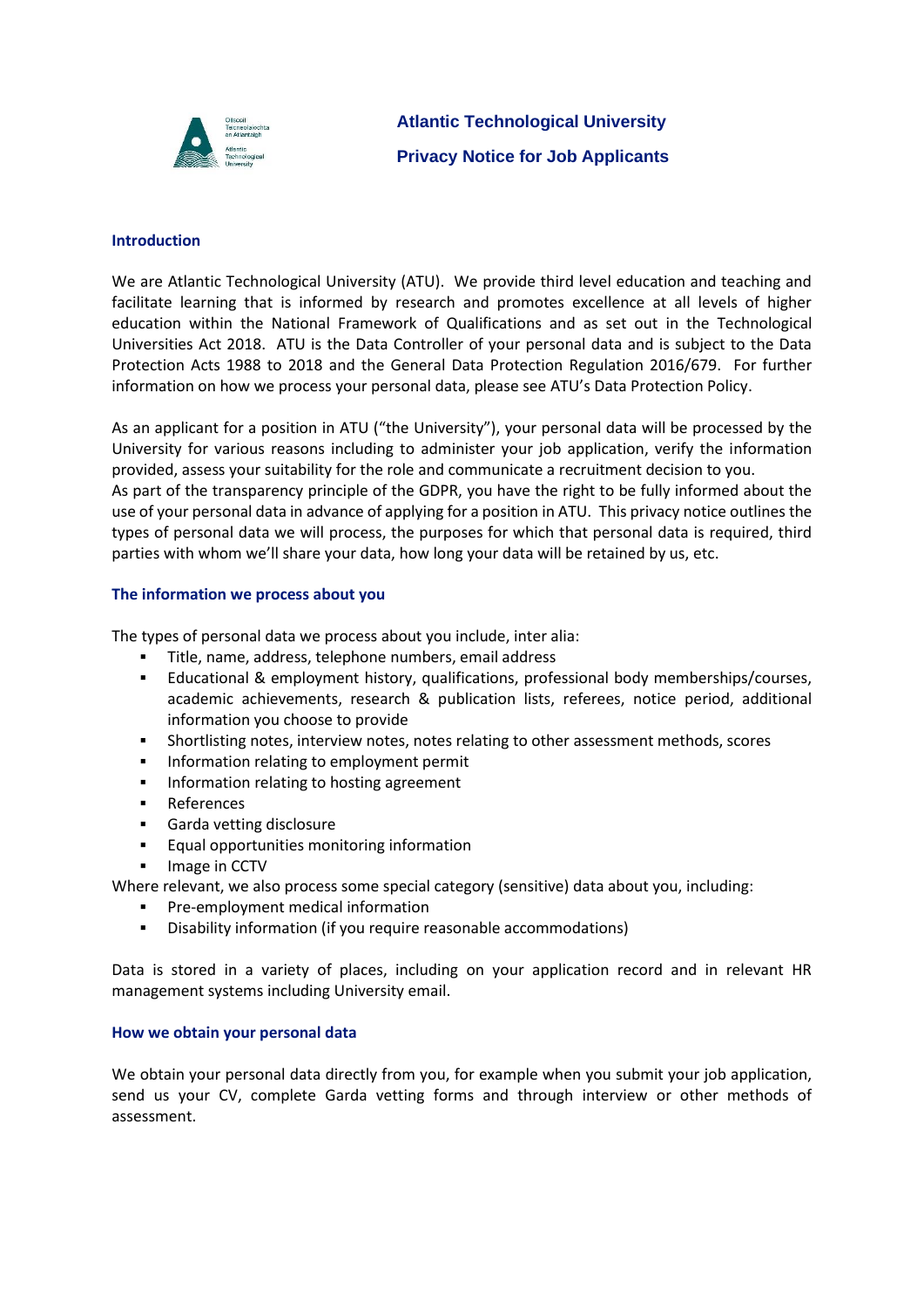# Atlantic Technological University

## Privacy Notice for Job Applicants

### Introduction

We are Atlantic Technological University (ATU). We provide third level education and teaching and facilitate learning that is informed by research and promotes excellence at all levels of higher education within the National Framework of Qualifications and as set out in the Technological Universities Act 2018. ATU is the Data Controller of your personal data and is subject to the Data Protection Acts 1988 to 2018 and the General Data Protection Regulation 2016/679. For further information on how we process your personal data, please see ATU's Data Protection Policy.

As an applicant for a position in ATU ("the University"), your personal data will be processed by the University for various reasons including to administer your job application, verify the information provided, assess your suitability for the role and communicate a recruitment decision to you.
As part of the transparency principle of the GDPR, you have the right to be fully informed about the use of your personal data in advance of applying for a position in ATU. This privacy notice outlines the types of personal data we will process, the purposes for which that personal data is required, third parties with whom we'll share your data, how long your data will be retained by us, etc.

### The information we process about you

The types of personal data we process about you include, inter alia:

- Title, name, address, telephone numbers, email address
- Educational & employment history, qualifications, professional body memberships/courses, academic achievements, research & publication lists, referees, notice period, additional information you choose to provide
- Shortlisting notes, interview notes, notes relating to other assessment methods, scores
- Information relating to employment permit
- Information relating to hosting agreement
- References
- Garda vetting disclosure
- Equal opportunities monitoring information
- Image in CCTV

Where relevant, we also process some special category (sensitive) data about you, including:

- Pre-employment medical information
- Disability information (if you require reasonable accommodations)

Data is stored in a variety of places, including on your application record and in relevant HR management systems including University email.

### How we obtain your personal data

We obtain your personal data directly from you, for example when you submit your job application, send us your CV, complete Garda vetting forms and through interview or other methods of assessment.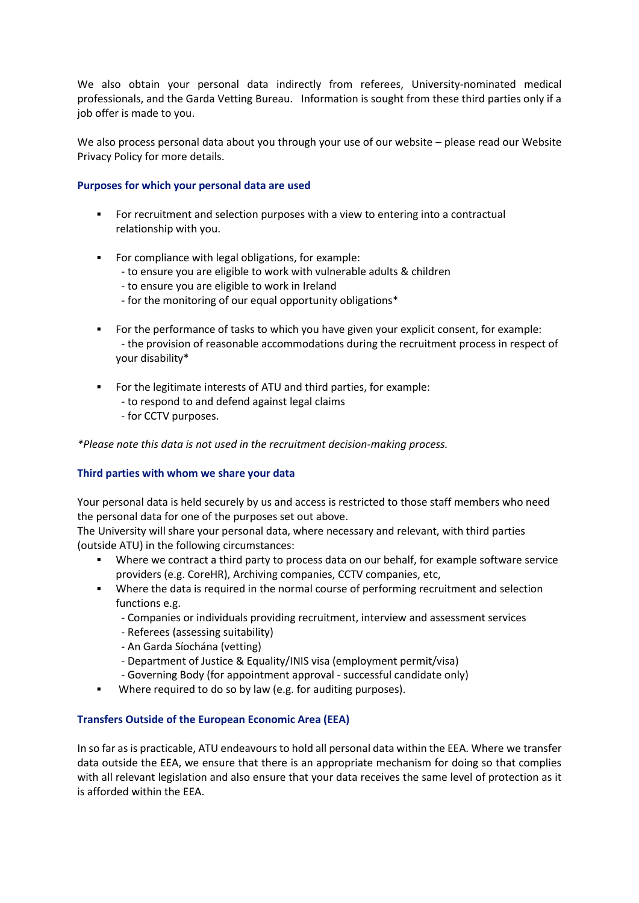We also obtain your personal data indirectly from referees, University-nominated medical professionals, and the Garda Vetting Bureau. Information is sought from these third parties only if a job offer is made to you.

We also process personal data about you through your use of our website – please read our Website Privacy Policy for more details.

### Purposes for which your personal data are used

- For recruitment and selection purposes with a view to entering into a contractual relationship with you.

- For compliance with legal obligations, for example:
  - to ensure you are eligible to work with vulnerable adults & children
  - to ensure you are eligible to work in Ireland
  - for the monitoring of our equal opportunity obligations*

- For the performance of tasks to which you have given your explicit consent, for example:
  - the provision of reasonable accommodations during the recruitment process in respect of your disability*

- For the legitimate interests of ATU and third parties, for example:
  - to respond to and defend against legal claims
  - for CCTV purposes.

*\*Please note this data is not used in the recruitment decision-making process.*

### Third parties with whom we share your data

Your personal data is held securely by us and access is restricted to those staff members who need the personal data for one of the purposes set out above.
The University will share your personal data, where necessary and relevant, with third parties (outside ATU) in the following circumstances:

- Where we contract a third party to process data on our behalf, for example software service providers (e.g. CoreHR), Archiving companies, CCTV companies, etc,
- Where the data is required in the normal course of performing recruitment and selection functions e.g.
  - Companies or individuals providing recruitment, interview and assessment services
  - Referees (assessing suitability)
  - An Garda Síochána (vetting)
  - Department of Justice & Equality/INIS visa (employment permit/visa)
  - Governing Body (for appointment approval - successful candidate only)
- Where required to do so by law (e.g. for auditing purposes).

### Transfers Outside of the European Economic Area (EEA)

In so far as is practicable, ATU endeavours to hold all personal data within the EEA. Where we transfer data outside the EEA, we ensure that there is an appropriate mechanism for doing so that complies with all relevant legislation and also ensure that your data receives the same level of protection as it is afforded within the EEA.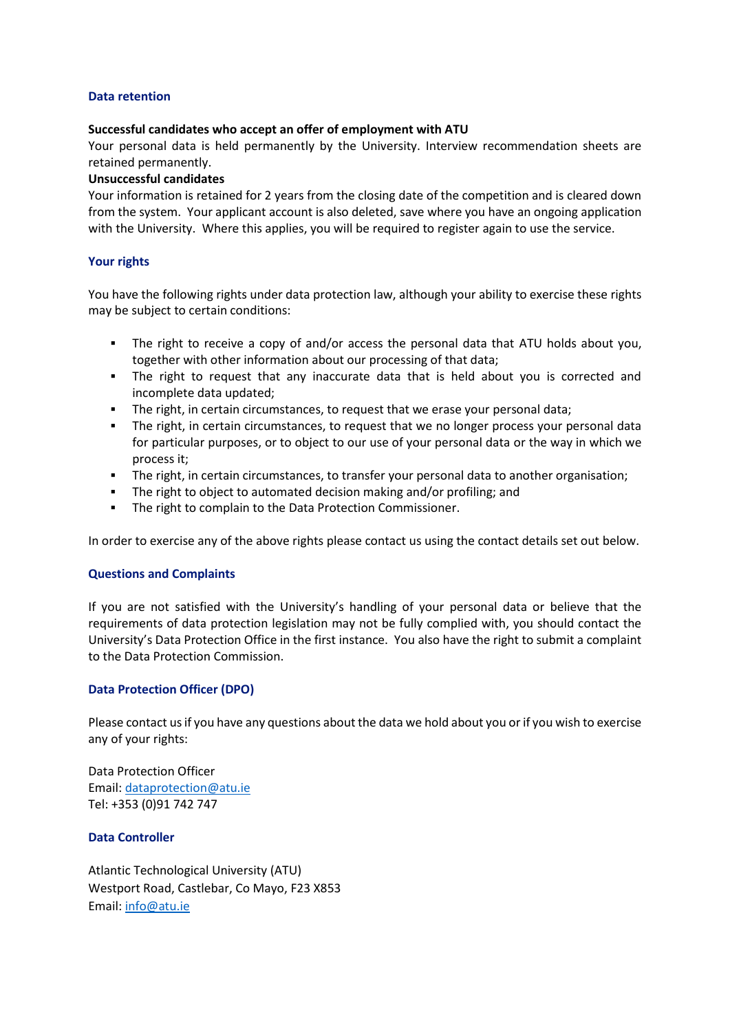## Data retention

**Successful candidates who accept an offer of employment with ATU**

Your personal data is held permanently by the University. Interview recommendation sheets are retained permanently.

**Unsuccessful candidates**

Your information is retained for 2 years from the closing date of the competition and is cleared down from the system. Your applicant account is also deleted, save where you have an ongoing application with the University. Where this applies, you will be required to register again to use the service.

## Your rights

You have the following rights under data protection law, although your ability to exercise these rights may be subject to certain conditions:

- The right to receive a copy of and/or access the personal data that ATU holds about you, together with other information about our processing of that data;
- The right to request that any inaccurate data that is held about you is corrected and incomplete data updated;
- The right, in certain circumstances, to request that we erase your personal data;
- The right, in certain circumstances, to request that we no longer process your personal data for particular purposes, or to object to our use of your personal data or the way in which we process it;
- The right, in certain circumstances, to transfer your personal data to another organisation;
- The right to object to automated decision making and/or profiling; and
- The right to complain to the Data Protection Commissioner.

In order to exercise any of the above rights please contact us using the contact details set out below.

## Questions and Complaints

If you are not satisfied with the University's handling of your personal data or believe that the requirements of data protection legislation may not be fully complied with, you should contact the University's Data Protection Office in the first instance. You also have the right to submit a complaint to the Data Protection Commission.

## Data Protection Officer (DPO)

Please contact us if you have any questions about the data we hold about you or if you wish to exercise any of your rights:

Data Protection Officer
Email: dataprotection@atu.ie
Tel: +353 (0)91 742 747

## Data Controller

Atlantic Technological University (ATU)
Westport Road, Castlebar, Co Mayo, F23 X853
Email: info@atu.ie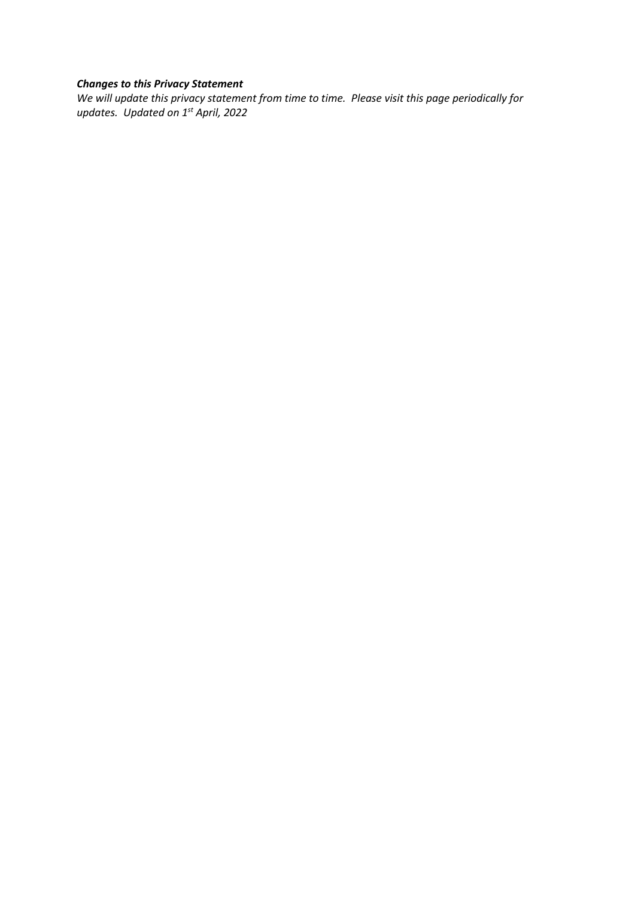***Changes to this Privacy Statement***

*We will update this privacy statement from time to time. Please visit this page periodically for updates. Updated on 1st April, 2022*